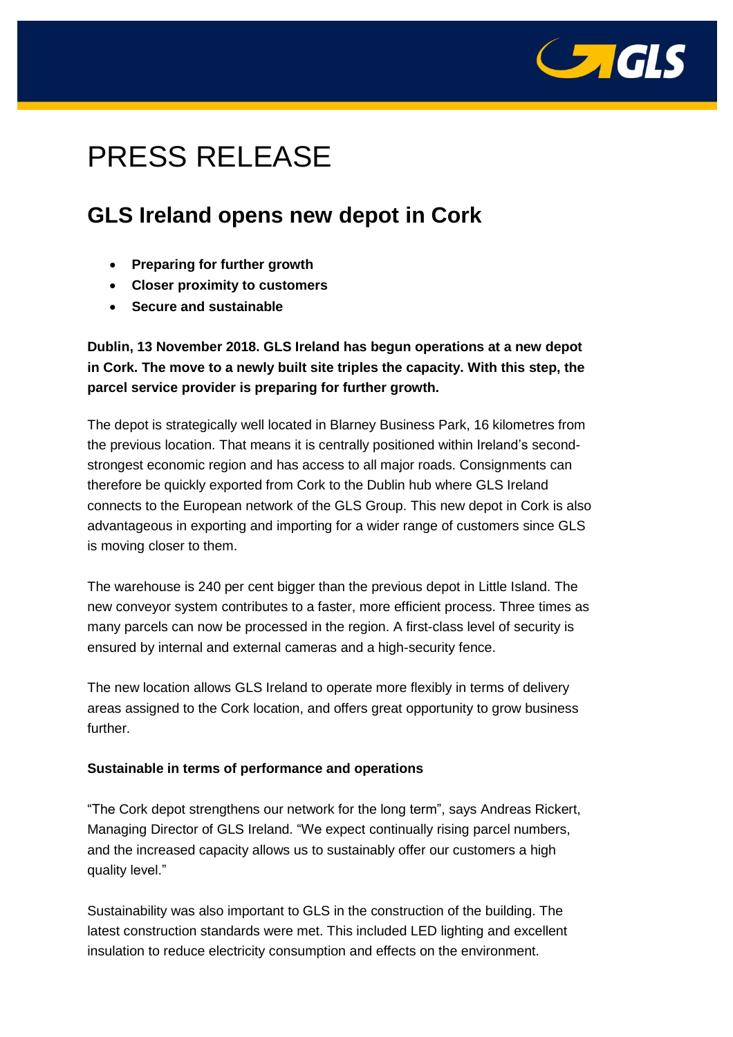# PRESS RELEASE

## GLS Ireland opens new depot in Cork

- **Preparing for further growth**
- **Closer proximity to customers**
- **Secure and sustainable**

**Dublin, 13 November 2018. GLS Ireland has begun operations at a new depot in Cork. The move to a newly built site triples the capacity. With this step, the parcel service provider is preparing for further growth.**

The depot is strategically well located in Blarney Business Park, 16 kilometres from the previous location. That means it is centrally positioned within Ireland's second-strongest economic region and has access to all major roads. Consignments can therefore be quickly exported from Cork to the Dublin hub where GLS Ireland connects to the European network of the GLS Group. This new depot in Cork is also advantageous in exporting and importing for a wider range of customers since GLS is moving closer to them.

The warehouse is 240 per cent bigger than the previous depot in Little Island. The new conveyor system contributes to a faster, more efficient process. Three times as many parcels can now be processed in the region. A first-class level of security is ensured by internal and external cameras and a high-security fence.

The new location allows GLS Ireland to operate more flexibly in terms of delivery areas assigned to the Cork location, and offers great opportunity to grow business further.

**Sustainable in terms of performance and operations**

"The Cork depot strengthens our network for the long term", says Andreas Rickert, Managing Director of GLS Ireland. "We expect continually rising parcel numbers, and the increased capacity allows us to sustainably offer our customers a high quality level."

Sustainability was also important to GLS in the construction of the building. The latest construction standards were met. This included LED lighting and excellent insulation to reduce electricity consumption and effects on the environment.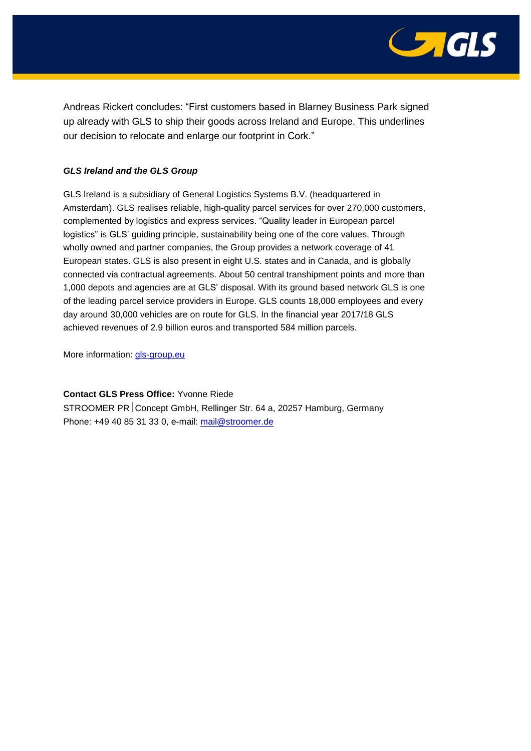Andreas Rickert concludes: "First customers based in Blarney Business Park signed up already with GLS to ship their goods across Ireland and Europe. This underlines our decision to relocate and enlarge our footprint in Cork."

***GLS Ireland and the GLS Group***

GLS Ireland is a subsidiary of General Logistics Systems B.V. (headquartered in Amsterdam). GLS realises reliable, high-quality parcel services for over 270,000 customers, complemented by logistics and express services. "Quality leader in European parcel logistics" is GLS' guiding principle, sustainability being one of the core values. Through wholly owned and partner companies, the Group provides a network coverage of 41 European states. GLS is also present in eight U.S. states and in Canada, and is globally connected via contractual agreements. About 50 central transhipment points and more than 1,000 depots and agencies are at GLS' disposal. With its ground based network GLS is one of the leading parcel service providers in Europe. GLS counts 18,000 employees and every day around 30,000 vehicles are on route for GLS. In the financial year 2017/18 GLS achieved revenues of 2.9 billion euros and transported 584 million parcels.

More information: [gls-group.eu](gls-group.eu)

**Contact GLS Press Office:** Yvonne Riede
STROOMER PR | Concept GmbH, Rellinger Str. 64 a, 20257 Hamburg, Germany
Phone: +49 40 85 31 33 0, e-mail: [mail@stroomer.de](mailto:mail@stroomer.de)